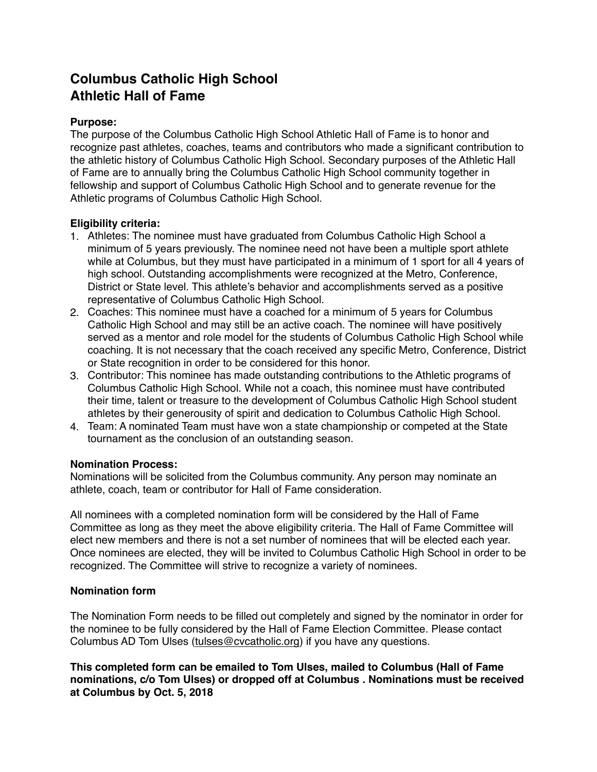# Columbus Catholic High School
# Athletic Hall of Fame

**Purpose:**
The purpose of the Columbus Catholic High School Athletic Hall of Fame is to honor and recognize past athletes, coaches, teams and contributors who made a significant contribution to the athletic history of Columbus Catholic High School. Secondary purposes of the Athletic Hall of Fame are to annually bring the Columbus Catholic High School community together in fellowship and support of Columbus Catholic High School and to generate revenue for the Athletic programs of Columbus Catholic High School.

**Eligibility criteria:**

1. Athletes: The nominee must have graduated from Columbus Catholic High School a minimum of 5 years previously. The nominee need not have been a multiple sport athlete while at Columbus, but they must have participated in a minimum of 1 sport for all 4 years of high school. Outstanding accomplishments were recognized at the Metro, Conference, District or State level. This athlete's behavior and accomplishments served as a positive representative of Columbus Catholic High School.
2. Coaches: This nominee must have a coached for a minimum of 5 years for Columbus Catholic High School and may still be an active coach. The nominee will have positively served as a mentor and role model for the students of Columbus Catholic High School while coaching. It is not necessary that the coach received any specific Metro, Conference, District or State recognition in order to be considered for this honor.
3. Contributor: This nominee has made outstanding contributions to the Athletic programs of Columbus Catholic High School. While not a coach, this nominee must have contributed their time, talent or treasure to the development of Columbus Catholic High School student athletes by their generousity of spirit and dedication to Columbus Catholic High School.
4. Team: A nominated Team must have won a state championship or competed at the State tournament as the conclusion of an outstanding season.

**Nomination Process:**
Nominations will be solicited from the Columbus community. Any person may nominate an athlete, coach, team or contributor for Hall of Fame consideration.

All nominees with a completed nomination form will be considered by the Hall of Fame Committee as long as they meet the above eligibility criteria. The Hall of Fame Committee will elect new members and there is not a set number of nominees that will be elected each year. Once nominees are elected, they will be invited to Columbus Catholic High School in order to be recognized. The Committee will strive to recognize a variety of nominees.

**Nomination form**

The Nomination Form needs to be filled out completely and signed by the nominator in order for the nominee to be fully considered by the Hall of Fame Election Committee. Please contact Columbus AD Tom Ulses (tulses@cvcatholic.org) if you have any questions.

**This completed form can be emailed to Tom Ulses, mailed to Columbus (Hall of Fame nominations, c/o Tom Ulses) or dropped off at Columbus . Nominations must be received at Columbus by Oct. 5, 2018**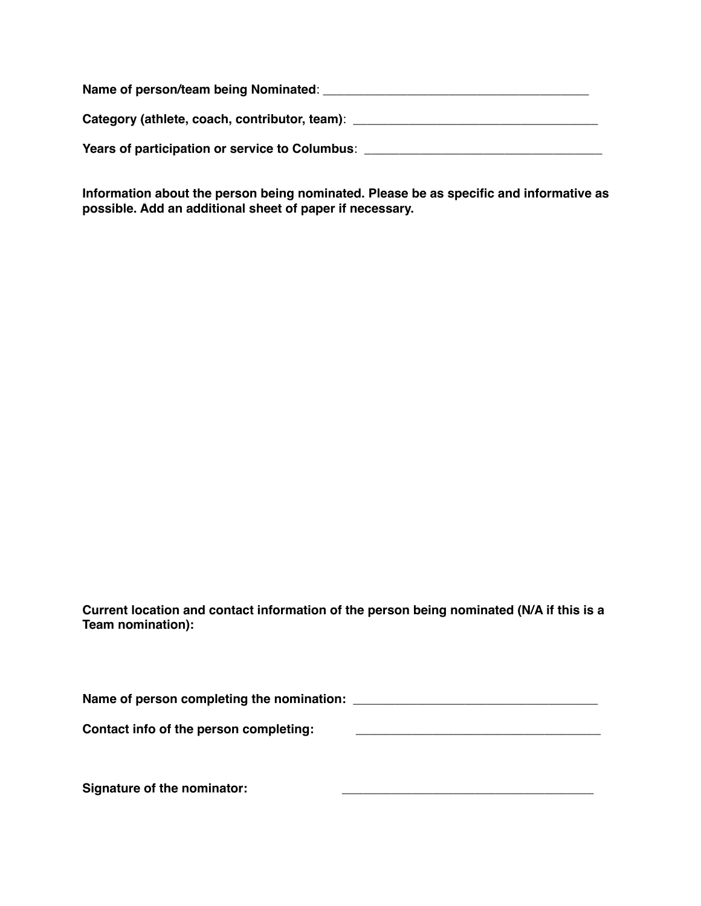**Name of person/team being Nominated**: ________________________________________

**Category (athlete, coach, contributor, team)**: _____________________________________

**Years of participation or service to Columbus**: ____________________________________

**Information about the person being nominated. Please be as specific and informative as possible. Add an additional sheet of paper if necessary.**

**Current location and contact information of the person being nominated (N/A if this is a Team nomination):**

**Name of person completing the nomination:** _____________________________________

**Contact info of the person completing:** _____________________________________

**Signature of the nominator:** ______________________________________